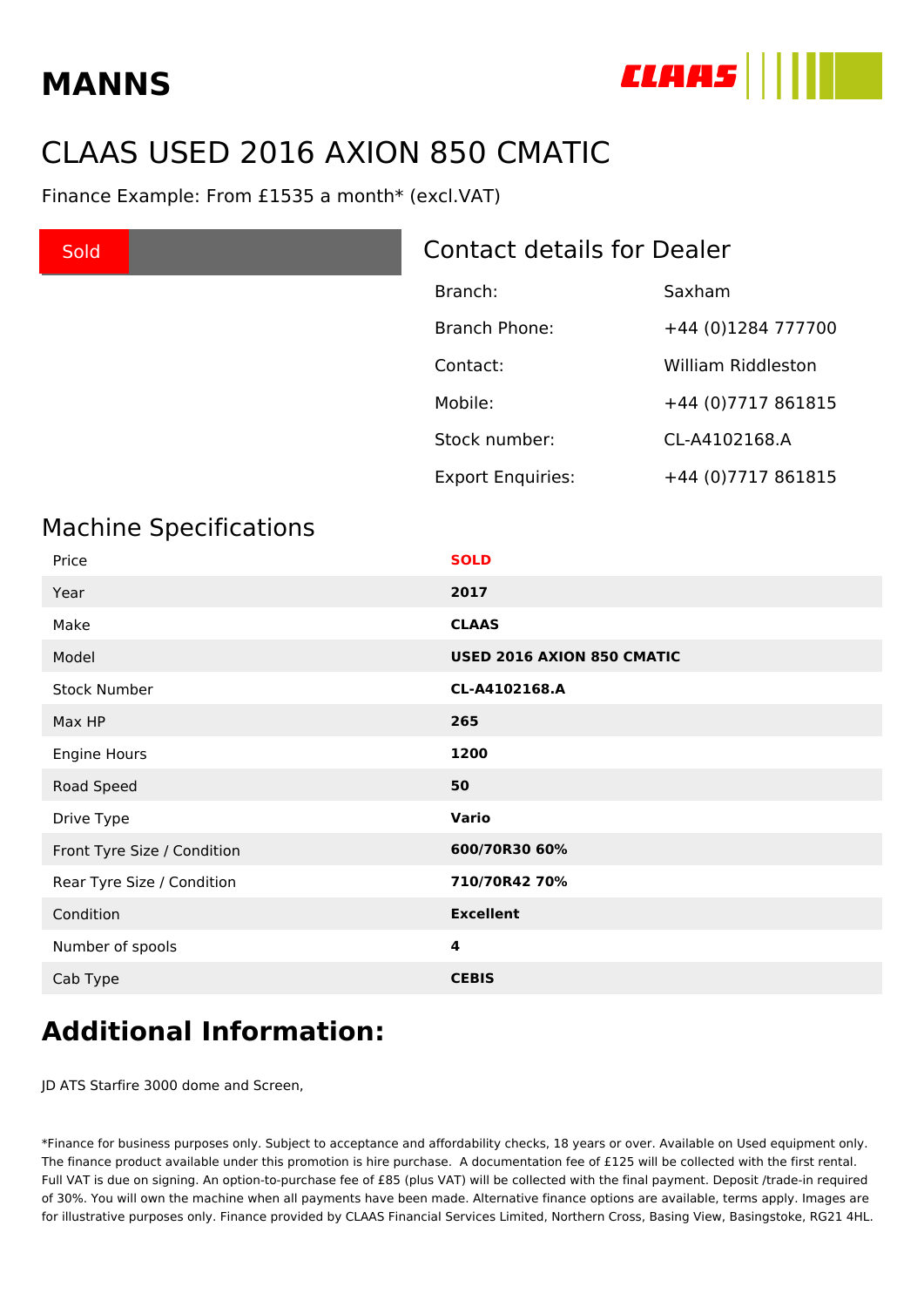**MANNS**

CLAAS

# CLAAS USED 2016 AXION 850 CMATIC

Finance Example: From £1535 a month* (excl.VAT)

Sold

## Contact details for Dealer

| | |
|---|---|
| Branch: | Saxham |
| Branch Phone: | +44 (0)1284 777700 |
| Contact: | William Riddleston |
| Mobile: | +44 (0)7717 861815 |
| Stock number: | CL-A4102168.A |
| Export Enquiries: | +44 (0)7717 861815 |

## Machine Specifications

| | |
|---|---|
| Price | **SOLD** |
| Year | **2017** |
| Make | **CLAAS** |
| Model | **USED 2016 AXION 850 CMATIC** |
| Stock Number | **CL-A4102168.A** |
| Max HP | **265** |
| Engine Hours | **1200** |
| Road Speed | **50** |
| Drive Type | **Vario** |
| Front Tyre Size / Condition | **600/70R30 60%** |
| Rear Tyre Size / Condition | **710/70R42 70%** |
| Condition | **Excellent** |
| Number of spools | **4** |
| Cab Type | **CEBIS** |

# Additional Information:

JD ATS Starfire 3000 dome and Screen,

*Finance for business purposes only. Subject to acceptance and affordability checks, 18 years or over. Available on Used equipment only. The finance product available under this promotion is hire purchase. A documentation fee of £125 will be collected with the first rental. Full VAT is due on signing. An option-to-purchase fee of £85 (plus VAT) will be collected with the final payment. Deposit /trade-in required of 30%. You will own the machine when all payments have been made. Alternative finance options are available, terms apply. Images are for illustrative purposes only. Finance provided by CLAAS Financial Services Limited, Northern Cross, Basing View, Basingstoke, RG21 4HL.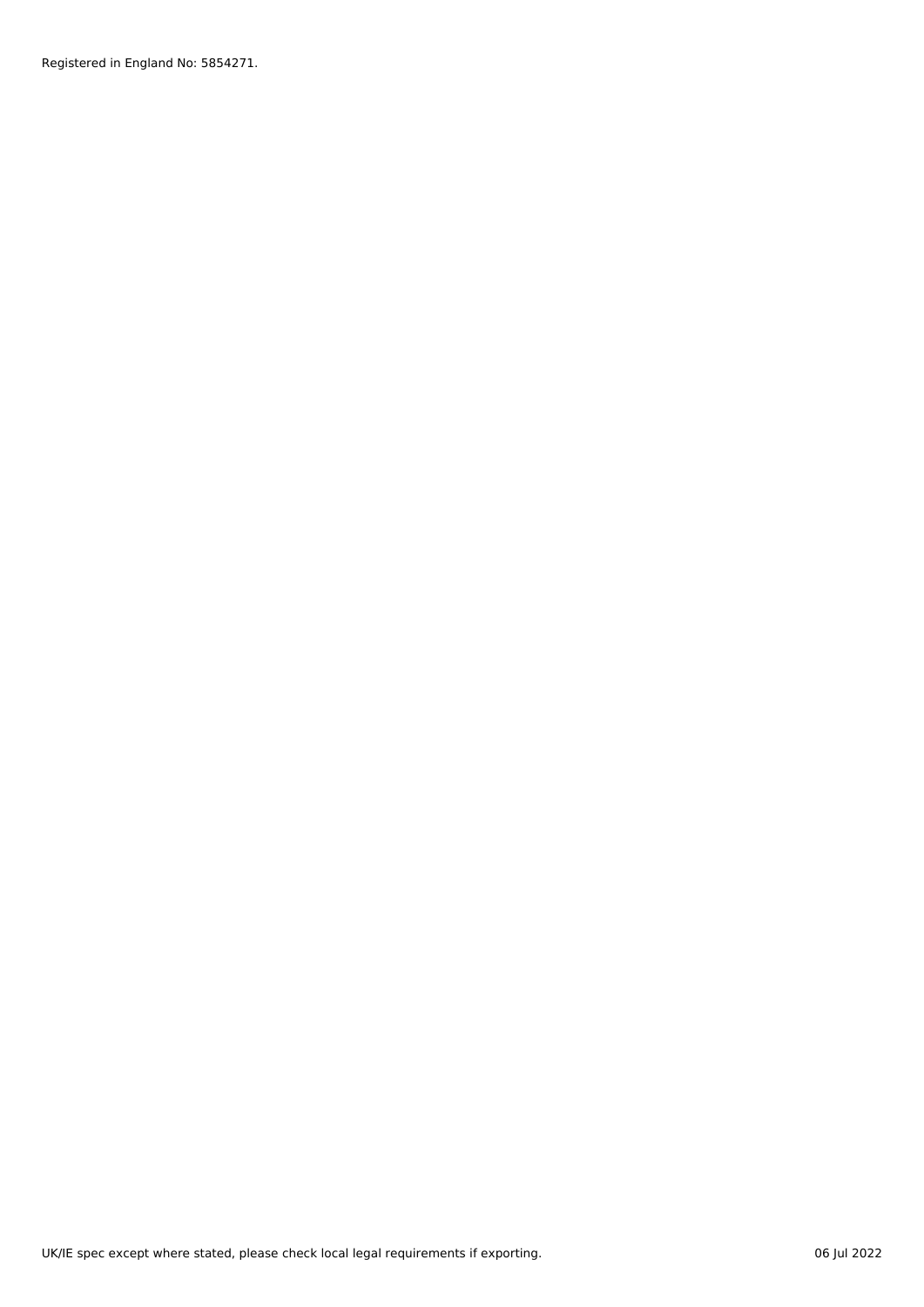Registered in England No: 5854271.